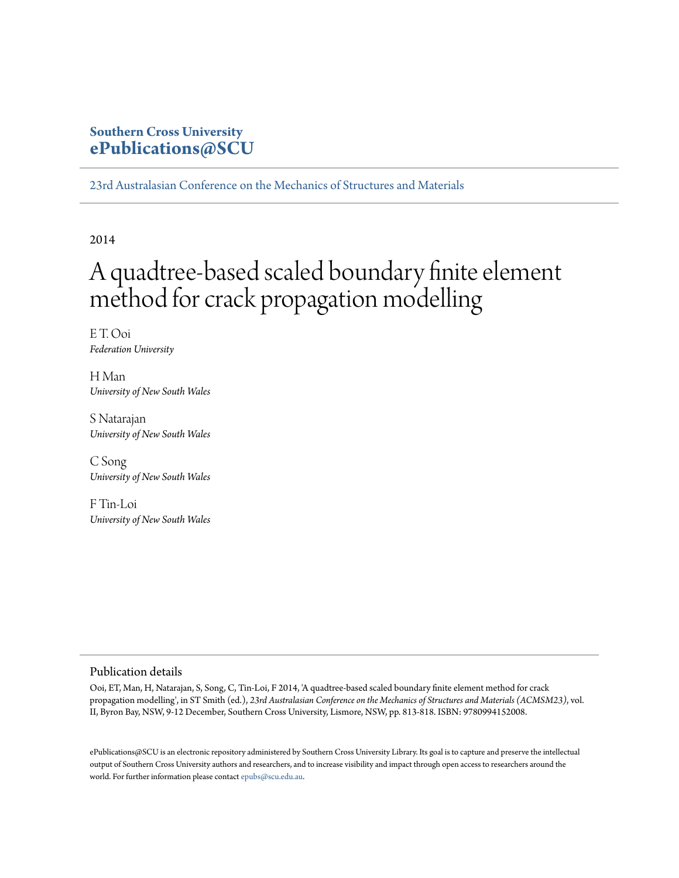**Southern Cross University**
**ePublications@SCU**

23rd Australasian Conference on the Mechanics of Structures and Materials

2014

# A quadtree-based scaled boundary finite element method for crack propagation modelling

E T. Ooi
*Federation University*

H Man
*University of New South Wales*

S Natarajan
*University of New South Wales*

C Song
*University of New South Wales*

F Tin-Loi
*University of New South Wales*

## Publication details

Ooi, ET, Man, H, Natarajan, S, Song, C, Tin-Loi, F 2014, 'A quadtree-based scaled boundary finite element method for crack propagation modelling', in ST Smith (ed.), *23rd Australasian Conference on the Mechanics of Structures and Materials (ACMSM23)*, vol. II, Byron Bay, NSW, 9-12 December, Southern Cross University, Lismore, NSW, pp. 813-818. ISBN: 9780994152008.

ePublications@SCU is an electronic repository administered by Southern Cross University Library. Its goal is to capture and preserve the intellectual output of Southern Cross University authors and researchers, and to increase visibility and impact through open access to researchers around the world. For further information please contact epubs@scu.edu.au.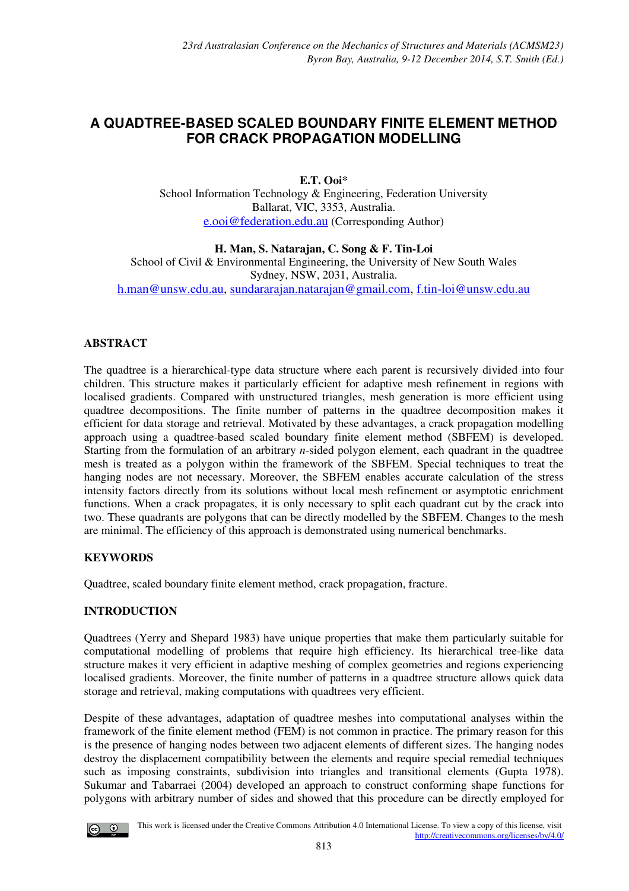# A QUADTREE-BASED SCALED BOUNDARY FINITE ELEMENT METHOD FOR CRACK PROPAGATION MODELLING

**E.T. Ooi***

School Information Technology & Engineering, Federation University
Ballarat, VIC, 3353, Australia.
e.ooi@federation.edu.au (Corresponding Author)

**H. Man, S. Natarajan, C. Song & F. Tin-Loi**

School of Civil & Environmental Engineering, the University of New South Wales
Sydney, NSW, 2031, Australia.
h.man@unsw.edu.au, sundararajan.natarajan@gmail.com, f.tin-loi@unsw.edu.au

## ABSTRACT

The quadtree is a hierarchical-type data structure where each parent is recursively divided into four children. This structure makes it particularly efficient for adaptive mesh refinement in regions with localised gradients. Compared with unstructured triangles, mesh generation is more efficient using quadtree decompositions. The finite number of patterns in the quadtree decomposition makes it efficient for data storage and retrieval. Motivated by these advantages, a crack propagation modelling approach using a quadtree-based scaled boundary finite element method (SBFEM) is developed. Starting from the formulation of an arbitrary *n*-sided polygon element, each quadrant in the quadtree mesh is treated as a polygon within the framework of the SBFEM. Special techniques to treat the hanging nodes are not necessary. Moreover, the SBFEM enables accurate calculation of the stress intensity factors directly from its solutions without local mesh refinement or asymptotic enrichment functions. When a crack propagates, it is only necessary to split each quadrant cut by the crack into two. These quadrants are polygons that can be directly modelled by the SBFEM. Changes to the mesh are minimal. The efficiency of this approach is demonstrated using numerical benchmarks.

## KEYWORDS

Quadtree, scaled boundary finite element method, crack propagation, fracture.

## INTRODUCTION

Quadtrees (Yerry and Shepard 1983) have unique properties that make them particularly suitable for computational modelling of problems that require high efficiency. Its hierarchical tree-like data structure makes it very efficient in adaptive meshing of complex geometries and regions experiencing localised gradients. Moreover, the finite number of patterns in a quadtree structure allows quick data storage and retrieval, making computations with quadtrees very efficient.

Despite of these advantages, adaptation of quadtree meshes into computational analyses within the framework of the finite element method (FEM) is not common in practice. The primary reason for this is the presence of hanging nodes between two adjacent elements of different sizes. The hanging nodes destroy the displacement compatibility between the elements and require special remedial techniques such as imposing constraints, subdivision into triangles and transitional elements (Gupta 1978). Sukumar and Tabarraei (2004) developed an approach to construct conforming shape functions for polygons with arbitrary number of sides and showed that this procedure can be directly employed for

This work is licensed under the Creative Commons Attribution 4.0 International License. To view a copy of this license, visit http://creativecommons.org/licenses/by/4.0/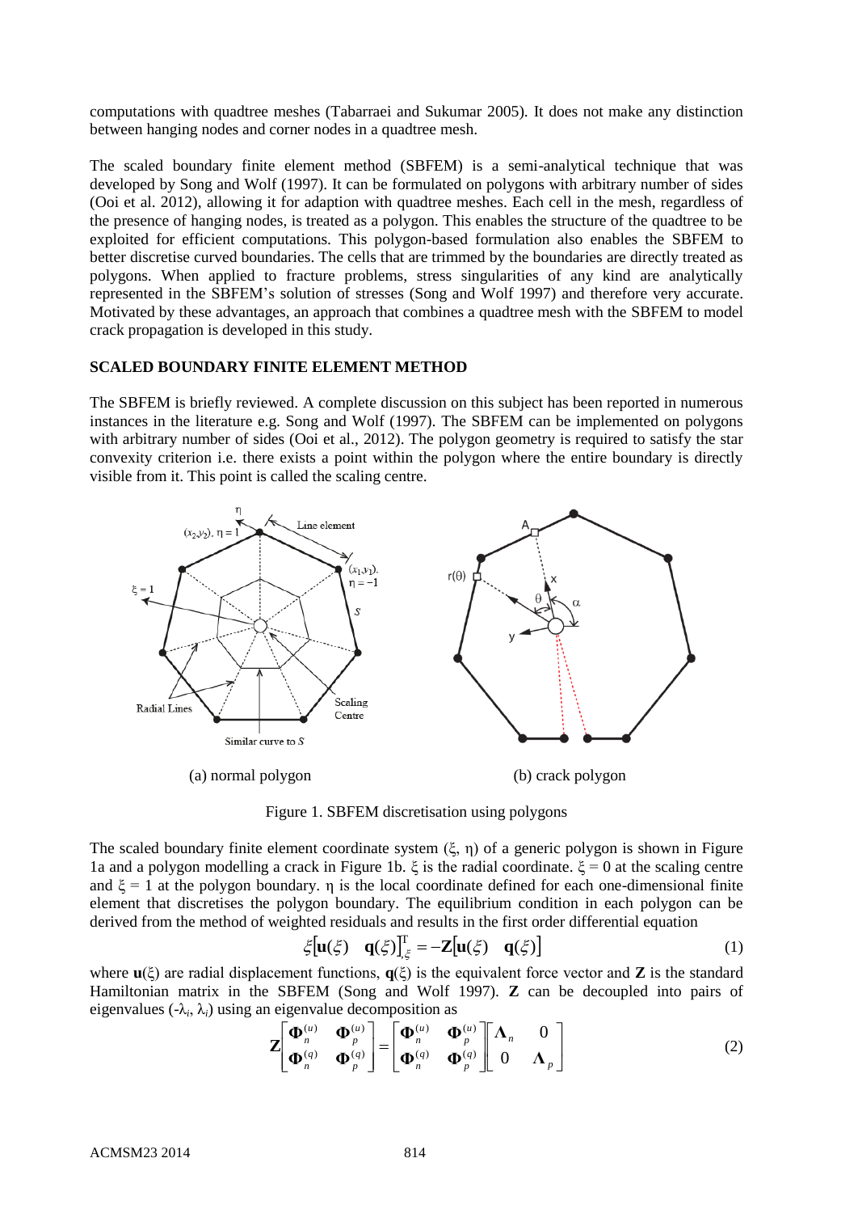computations with quadtree meshes (Tabarraei and Sukumar 2005). It does not make any distinction between hanging nodes and corner nodes in a quadtree mesh.

The scaled boundary finite element method (SBFEM) is a semi-analytical technique that was developed by Song and Wolf (1997). It can be formulated on polygons with arbitrary number of sides (Ooi et al. 2012), allowing it for adaption with quadtree meshes. Each cell in the mesh, regardless of the presence of hanging nodes, is treated as a polygon. This enables the structure of the quadtree to be exploited for efficient computations. This polygon-based formulation also enables the SBFEM to better discretise curved boundaries. The cells that are trimmed by the boundaries are directly treated as polygons. When applied to fracture problems, stress singularities of any kind are analytically represented in the SBFEM's solution of stresses (Song and Wolf 1997) and therefore very accurate. Motivated by these advantages, an approach that combines a quadtree mesh with the SBFEM to model crack propagation is developed in this study.

## SCALED BOUNDARY FINITE ELEMENT METHOD

The SBFEM is briefly reviewed. A complete discussion on this subject has been reported in numerous instances in the literature e.g. Song and Wolf (1997). The SBFEM can be implemented on polygons with arbitrary number of sides (Ooi et al., 2012). The polygon geometry is required to satisfy the star convexity criterion i.e. there exists a point within the polygon where the entire boundary is directly visible from it. This point is called the scaling centre.

(a) normal polygon (b) crack polygon

Figure 1. SBFEM discretisation using polygons

The scaled boundary finite element coordinate system ($\xi$, $\eta$) of a generic polygon is shown in Figure 1a and a polygon modelling a crack in Figure 1b. $\xi$ is the radial coordinate. $\xi = 0$ at the scaling centre and $\xi = 1$ at the polygon boundary. $\eta$ is the local coordinate defined for each one-dimensional finite element that discretises the polygon boundary. The equilibrium condition in each polygon can be derived from the method of weighted residuals and results in the first order differential equation

$$\xi\begin{bmatrix}\mathbf{u}(\xi) & \mathbf{q}(\xi)\end{bmatrix}^{\mathrm{T}}_{,\xi} = -\mathbf{Z}\begin{bmatrix}\mathbf{u}(\xi) & \mathbf{q}(\xi)\end{bmatrix} \tag{1}$$

where $\mathbf{u}(\xi)$ are radial displacement functions, $\mathbf{q}(\xi)$ is the equivalent force vector and $\mathbf{Z}$ is the standard Hamiltonian matrix in the SBFEM (Song and Wolf 1997). $\mathbf{Z}$ can be decoupled into pairs of eigenvalues ($-\lambda_i$, $\lambda_i$) using an eigenvalue decomposition as

$$\mathbf{Z}\begin{bmatrix}\mathbf{\Phi}_n^{(u)} & \mathbf{\Phi}_p^{(u)} \\ \mathbf{\Phi}_n^{(q)} & \mathbf{\Phi}_p^{(q)}\end{bmatrix} = \begin{bmatrix}\mathbf{\Phi}_n^{(u)} & \mathbf{\Phi}_p^{(u)} \\ \mathbf{\Phi}_n^{(q)} & \mathbf{\Phi}_p^{(q)}\end{bmatrix}\begin{bmatrix}\mathbf{\Lambda}_n & 0 \\ 0 & \mathbf{\Lambda}_p\end{bmatrix} \tag{2}$$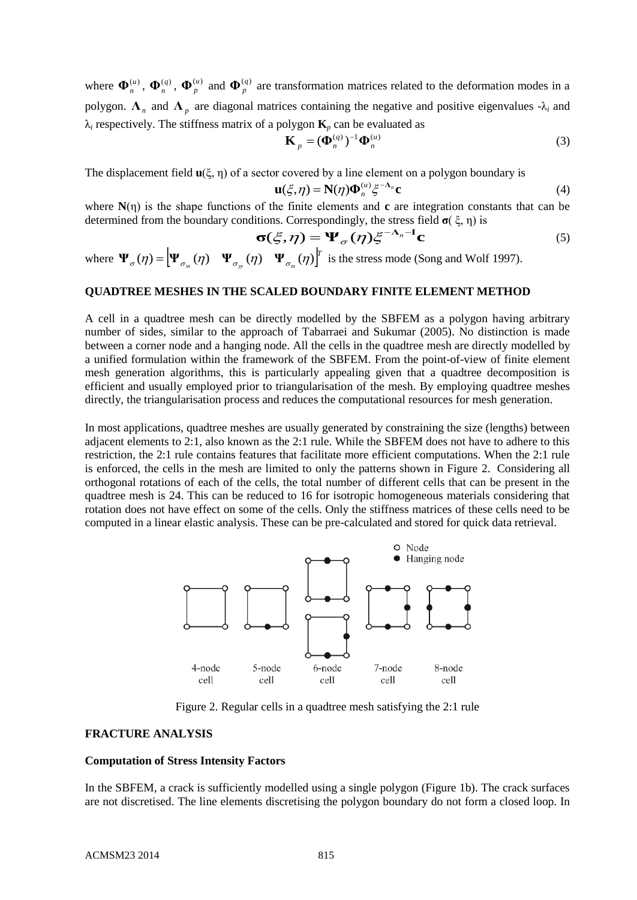where $\mathbf{\Phi}_n^{(u)}$, $\mathbf{\Phi}_n^{(q)}$, $\mathbf{\Phi}_p^{(u)}$ and $\mathbf{\Phi}_p^{(q)}$ are transformation matrices related to the deformation modes in a polygon. $\mathbf{\Lambda}_n$ and $\mathbf{\Lambda}_p$ are diagonal matrices containing the negative and positive eigenvalues $-\lambda_i$ and $\lambda_i$ respectively. The stiffness matrix of a polygon $\mathbf{K}_p$ can be evaluated as

$$\mathbf{K}_p = (\mathbf{\Phi}_n^{(q)})^{-1}\mathbf{\Phi}_n^{(u)} \tag{3}$$

The displacement field $\mathbf{u}(\xi, \eta)$ of a sector covered by a line element on a polygon boundary is

$$\mathbf{u}(\xi,\eta) = \mathbf{N}(\eta)\mathbf{\Phi}_n^{(u)}\xi^{-\mathbf{\Lambda}_n}\mathbf{c} \tag{4}$$

where $\mathbf{N}(\eta)$ is the shape functions of the finite elements and $\mathbf{c}$ are integration constants that can be determined from the boundary conditions. Correspondingly, the stress field $\mathbf{\sigma}(\xi, \eta)$ is

$$\mathbf{\sigma}(\xi,\eta) = \mathbf{\Psi}_\sigma(\eta)\xi^{-\mathbf{\Lambda}_n-\mathbf{I}}\mathbf{c} \tag{5}$$

where $\mathbf{\Psi}_\sigma(\eta) = \lfloor \mathbf{\Psi}_{\sigma_{xx}}(\eta) \quad \mathbf{\Psi}_{\sigma_{yy}}(\eta) \quad \mathbf{\Psi}_{\sigma_{zz}}(\eta) \rfloor^T$ is the stress mode (Song and Wolf 1997).

## QUADTREE MESHES IN THE SCALED BOUNDARY FINITE ELEMENT METHOD

A cell in a quadtree mesh can be directly modelled by the SBFEM as a polygon having arbitrary number of sides, similar to the approach of Tabarraei and Sukumar (2005). No distinction is made between a corner node and a hanging node. All the cells in the quadtree mesh are directly modelled by a unified formulation within the framework of the SBFEM. From the point-of-view of finite element mesh generation algorithms, this is particularly appealing given that a quadtree decomposition is efficient and usually employed prior to triangularisation of the mesh. By employing quadtree meshes directly, the triangularisation process and reduces the computational resources for mesh generation.

In most applications, quadtree meshes are usually generated by constraining the size (lengths) between adjacent elements to 2:1, also known as the 2:1 rule. While the SBFEM does not have to adhere to this restriction, the 2:1 rule contains features that facilitate more efficient computations. When the 2:1 rule is enforced, the cells in the mesh are limited to only the patterns shown in Figure 2. Considering all orthogonal rotations of each of the cells, the total number of different cells that can be present in the quadtree mesh is 24. This can be reduced to 16 for isotropic homogeneous materials considering that rotation does not have effect on some of the cells. Only the stiffness matrices of these cells need to be computed in a linear elastic analysis. These can be pre-calculated and stored for quick data retrieval.

Figure 2. Regular cells in a quadtree mesh satisfying the 2:1 rule

## FRACTURE ANALYSIS

### Computation of Stress Intensity Factors

In the SBFEM, a crack is sufficiently modelled using a single polygon (Figure 1b). The crack surfaces are not discretised. The line elements discretising the polygon boundary do not form a closed loop. In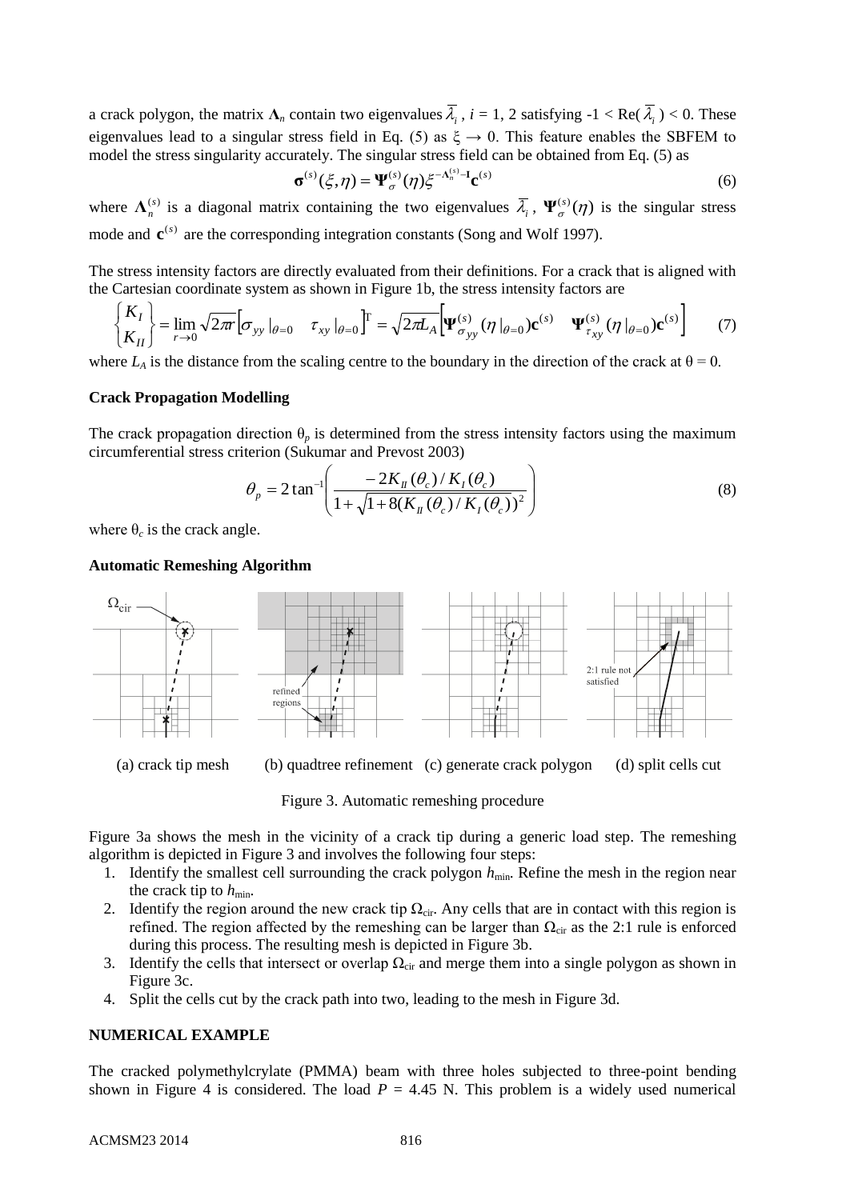a crack polygon, the matrix $\mathbf{\Lambda}_n$ contain two eigenvalues $\overline{\lambda}_i$, $i$ = 1, 2 satisfying -1 < Re( $\overline{\lambda}_i$ ) < 0. These eigenvalues lead to a singular stress field in Eq. (5) as $\xi \rightarrow 0$. This feature enables the SBFEM to model the stress singularity accurately. The singular stress field can be obtained from Eq. (5) as

$$\boldsymbol{\sigma}^{(s)}(\xi,\eta) = \boldsymbol{\Psi}_{\sigma}^{(s)}(\eta)\xi^{-\mathbf{\Lambda}_n^{(s)}-\mathbf{I}}\mathbf{c}^{(s)} \tag{6}$$

where $\mathbf{\Lambda}_n^{(s)}$ is a diagonal matrix containing the two eigenvalues $\overline{\lambda}_i$, $\boldsymbol{\Psi}_{\sigma}^{(s)}(\eta)$ is the singular stress mode and $\mathbf{c}^{(s)}$ are the corresponding integration constants (Song and Wolf 1997).

The stress intensity factors are directly evaluated from their definitions. For a crack that is aligned with the Cartesian coordinate system as shown in Figure 1b, the stress intensity factors are

$$\begin{Bmatrix} K_I \\ K_{II} \end{Bmatrix} = \lim_{r\rightarrow 0}\sqrt{2\pi r}\begin{bmatrix}\sigma_{yy}|_{\theta=0} & \tau_{xy}|_{\theta=0}\end{bmatrix}^{\mathrm{T}} = \sqrt{2\pi L_A}\begin{bmatrix}\boldsymbol{\Psi}_{\sigma_{yy}}^{(s)}(\eta|_{\theta=0})\mathbf{c}^{(s)} & \boldsymbol{\Psi}_{\tau_{xy}}^{(s)}(\eta|_{\theta=0})\mathbf{c}^{(s)}\end{bmatrix} \tag{7}$$

where $L_A$ is the distance from the scaling centre to the boundary in the direction of the crack at $\theta$ = 0.

### Crack Propagation Modelling

The crack propagation direction $\theta_p$ is determined from the stress intensity factors using the maximum circumferential stress criterion (Sukumar and Prevost 2003)

$$\theta_p = 2\tan^{-1}\left(\frac{-2K_{II}(\theta_c)/K_I(\theta_c)}{1+\sqrt{1+8(K_{II}(\theta_c)/K_I(\theta_c))^2}}\right) \tag{8}$$

where $\theta_c$ is the crack angle.

### Automatic Remeshing Algorithm

(a) crack tip mesh (b) quadtree refinement (c) generate crack polygon (d) split cells cut

Figure 3. Automatic remeshing procedure

Figure 3a shows the mesh in the vicinity of a crack tip during a generic load step. The remeshing algorithm is depicted in Figure 3 and involves the following four steps:

1. Identify the smallest cell surrounding the crack polygon $h_{\min}$. Refine the mesh in the region near the crack tip to $h_{\min}$.
2. Identify the region around the new crack tip $\Omega_{\text{cir}}$. Any cells that are in contact with this region is refined. The region affected by the remeshing can be larger than $\Omega_{\text{cir}}$ as the 2:1 rule is enforced during this process. The resulting mesh is depicted in Figure 3b.
3. Identify the cells that intersect or overlap $\Omega_{\text{cir}}$ and merge them into a single polygon as shown in Figure 3c.
4. Split the cells cut by the crack path into two, leading to the mesh in Figure 3d.

## NUMERICAL EXAMPLE

The cracked polymethylcrylate (PMMA) beam with three holes subjected to three-point bending shown in Figure 4 is considered. The load $P$ = 4.45 N. This problem is a widely used numerical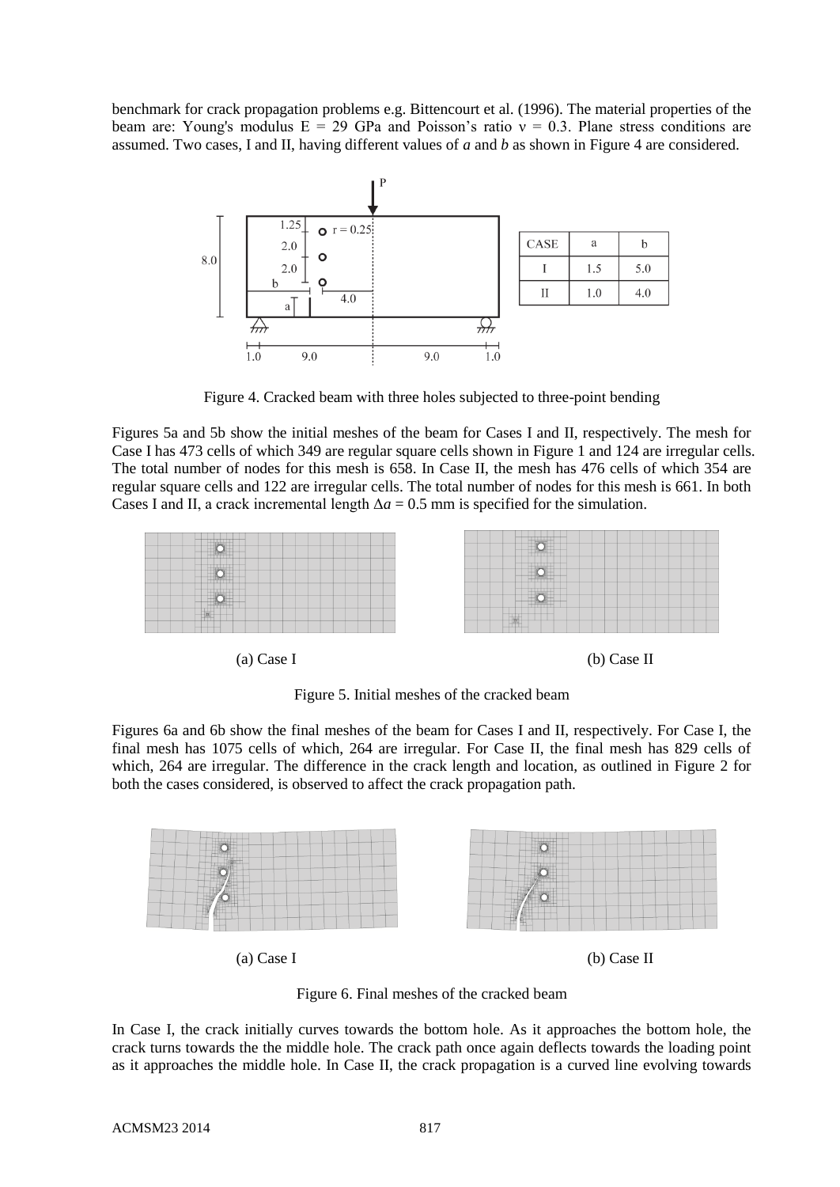benchmark for crack propagation problems e.g. Bittencourt et al. (1996). The material properties of the beam are: Young's modulus E = 29 GPa and Poisson's ratio ν = 0.3. Plane stress conditions are assumed. Two cases, I and II, having different values of *a* and *b* as shown in Figure 4 are considered.

| CASE | a | b |
|---|---|---|
| I | 1.5 | 5.0 |
| II | 1.0 | 4.0 |

Figure 4. Cracked beam with three holes subjected to three-point bending

Figures 5a and 5b show the initial meshes of the beam for Cases I and II, respectively. The mesh for Case I has 473 cells of which 349 are regular square cells shown in Figure 1 and 124 are irregular cells. The total number of nodes for this mesh is 658. In Case II, the mesh has 476 cells of which 354 are regular square cells and 122 are irregular cells. The total number of nodes for this mesh is 661. In both Cases I and II, a crack incremental length $\Delta a$ = 0.5 mm is specified for the simulation.

(a) Case I (b) Case II

Figure 5. Initial meshes of the cracked beam

Figures 6a and 6b show the final meshes of the beam for Cases I and II, respectively. For Case I, the final mesh has 1075 cells of which, 264 are irregular. For Case II, the final mesh has 829 cells of which, 264 are irregular. The difference in the crack length and location, as outlined in Figure 2 for both the cases considered, is observed to affect the crack propagation path.

(a) Case I (b) Case II

Figure 6. Final meshes of the cracked beam

In Case I, the crack initially curves towards the bottom hole. As it approaches the bottom hole, the crack turns towards the the middle hole. The crack path once again deflects towards the loading point as it approaches the middle hole. In Case II, the crack propagation is a curved line evolving towards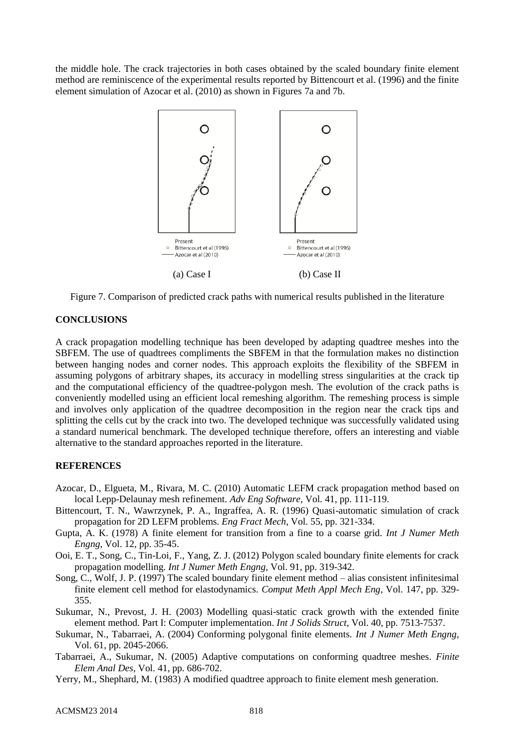the middle hole. The crack trajectories in both cases obtained by the scaled boundary finite element method are reminiscence of the experimental results reported by Bittencourt et al. (1996) and the finite element simulation of Azocar et al. (2010) as shown in Figures 7a and 7b.

Present
Bittencourt et al (1996)
Azocar et al (2010)

(a) Case I

Present
Bittencourt et al (1996)
Azocar et al (2010)

(b) Case II

Figure 7. Comparison of predicted crack paths with numerical results published in the literature

## CONCLUSIONS

A crack propagation modelling technique has been developed by adapting quadtree meshes into the SBFEM. The use of quadtrees compliments the SBFEM in that the formulation makes no distinction between hanging nodes and corner nodes. This approach exploits the flexibility of the SBFEM in assuming polygons of arbitrary shapes, its accuracy in modelling stress singularities at the crack tip and the computational efficiency of the quadtree-polygon mesh. The evolution of the crack paths is conveniently modelled using an efficient local remeshing algorithm. The remeshing process is simple and involves only application of the quadtree decomposition in the region near the crack tips and splitting the cells cut by the crack into two. The developed technique was successfully validated using a standard numerical benchmark. The developed technique therefore, offers an interesting and viable alternative to the standard approaches reported in the literature.

## REFERENCES

Azocar, D., Elgueta, M., Rivara, M. C. (2010) Automatic LEFM crack propagation method based on local Lepp-Delaunay mesh refinement. *Adv Eng Software*, Vol. 41, pp. 111-119.

Bittencourt, T. N., Wawrzynek, P. A., Ingraffea, A. R. (1996) Quasi-automatic simulation of crack propagation for 2D LEFM problems. *Eng Fract Mech*, Vol. 55, pp. 321-334.

Gupta, A. K. (1978) A finite element for transition from a fine to a coarse grid. *Int J Numer Meth Engng*, Vol. 12, pp. 35-45.

Ooi, E. T., Song, C., Tin-Loi, F., Yang, Z. J. (2012) Polygon scaled boundary finite elements for crack propagation modelling. *Int J Numer Meth Engng*, Vol. 91, pp. 319-342.

Song, C., Wolf, J. P. (1997) The scaled boundary finite element method – alias consistent infinitesimal finite element cell method for elastodynamics. *Comput Meth Appl Mech Eng*, Vol. 147, pp. 329-355.

Sukumar, N., Prevost, J. H. (2003) Modelling quasi-static crack growth with the extended finite element method. Part I: Computer implementation. *Int J Solids Struct*, Vol. 40, pp. 7513-7537.

Sukumar, N., Tabarraei, A. (2004) Conforming polygonal finite elements. *Int J Numer Meth Engng*, Vol. 61, pp. 2045-2066.

Tabarraei, A., Sukumar, N. (2005) Adaptive computations on conforming quadtree meshes. *Finite Elem Anal Des*, Vol. 41, pp. 686-702.

Yerry, M., Shephard, M. (1983) A modified quadtree approach to finite element mesh generation.